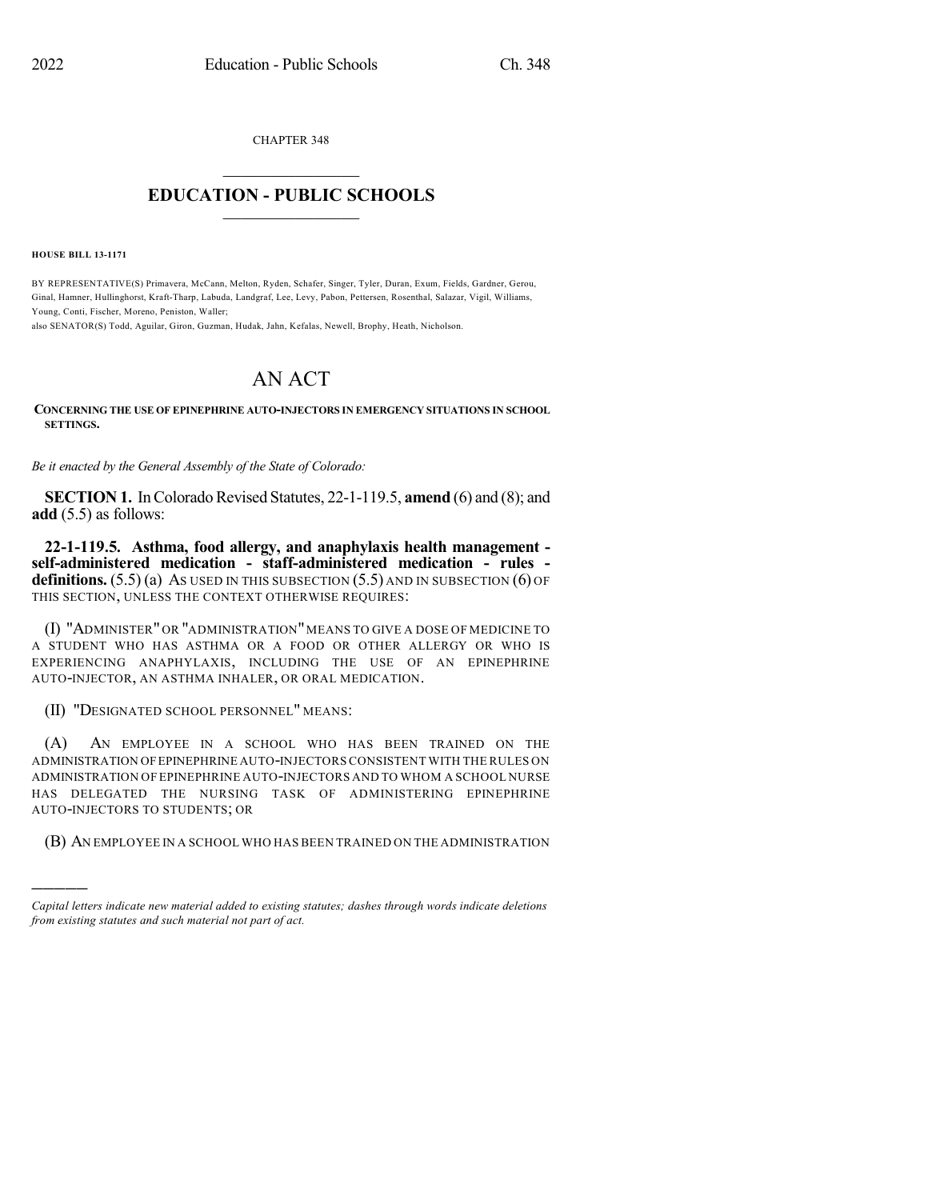CHAPTER 348

# EDUCATION - PUBLIC SCHOOLS

**HOUSE BILL 13-1171**

BY REPRESENTATIVE(S) Primavera, McCann, Melton, Ryden, Schafer, Singer, Tyler, Duran, Exum, Fields, Gardner, Gerou, Ginal, Hamner, Hullinghorst, Kraft-Tharp, Labuda, Landgraf, Lee, Levy, Pabon, Pettersen, Rosenthal, Salazar, Vigil, Williams, Young, Conti, Fischer, Moreno, Peniston, Waller;
also SENATOR(S) Todd, Aguilar, Giron, Guzman, Hudak, Jahn, Kefalas, Newell, Brophy, Heath, Nicholson.

# AN ACT

**CONCERNING THE USE OF EPINEPHRINE AUTO-INJECTORS IN EMERGENCY SITUATIONS IN SCHOOL SETTINGS.**

*Be it enacted by the General Assembly of the State of Colorado:*

**SECTION 1.** In Colorado Revised Statutes, 22-1-119.5, **amend** (6) and (8); and **add** (5.5) as follows:

**22-1-119.5. Asthma, food allergy, and anaphylaxis health management - self-administered medication - staff-administered medication - rules - definitions.** (5.5) (a) AS USED IN THIS SUBSECTION (5.5) AND IN SUBSECTION (6) OF THIS SECTION, UNLESS THE CONTEXT OTHERWISE REQUIRES:

(I) "ADMINISTER" OR "ADMINISTRATION" MEANS TO GIVE A DOSE OF MEDICINE TO A STUDENT WHO HAS ASTHMA OR A FOOD OR OTHER ALLERGY OR WHO IS EXPERIENCING ANAPHYLAXIS, INCLUDING THE USE OF AN EPINEPHRINE AUTO-INJECTOR, AN ASTHMA INHALER, OR ORAL MEDICATION.

(II) "DESIGNATED SCHOOL PERSONNEL" MEANS:

(A) AN EMPLOYEE IN A SCHOOL WHO HAS BEEN TRAINED ON THE ADMINISTRATION OF EPINEPHRINE AUTO-INJECTORS CONSISTENT WITH THE RULES ON ADMINISTRATION OF EPINEPHRINE AUTO-INJECTORS AND TO WHOM A SCHOOL NURSE HAS DELEGATED THE NURSING TASK OF ADMINISTERING EPINEPHRINE AUTO-INJECTORS TO STUDENTS; OR

(B) AN EMPLOYEE IN A SCHOOL WHO HAS BEEN TRAINED ON THE ADMINISTRATION

*Capital letters indicate new material added to existing statutes; dashes through words indicate deletions from existing statutes and such material not part of act.*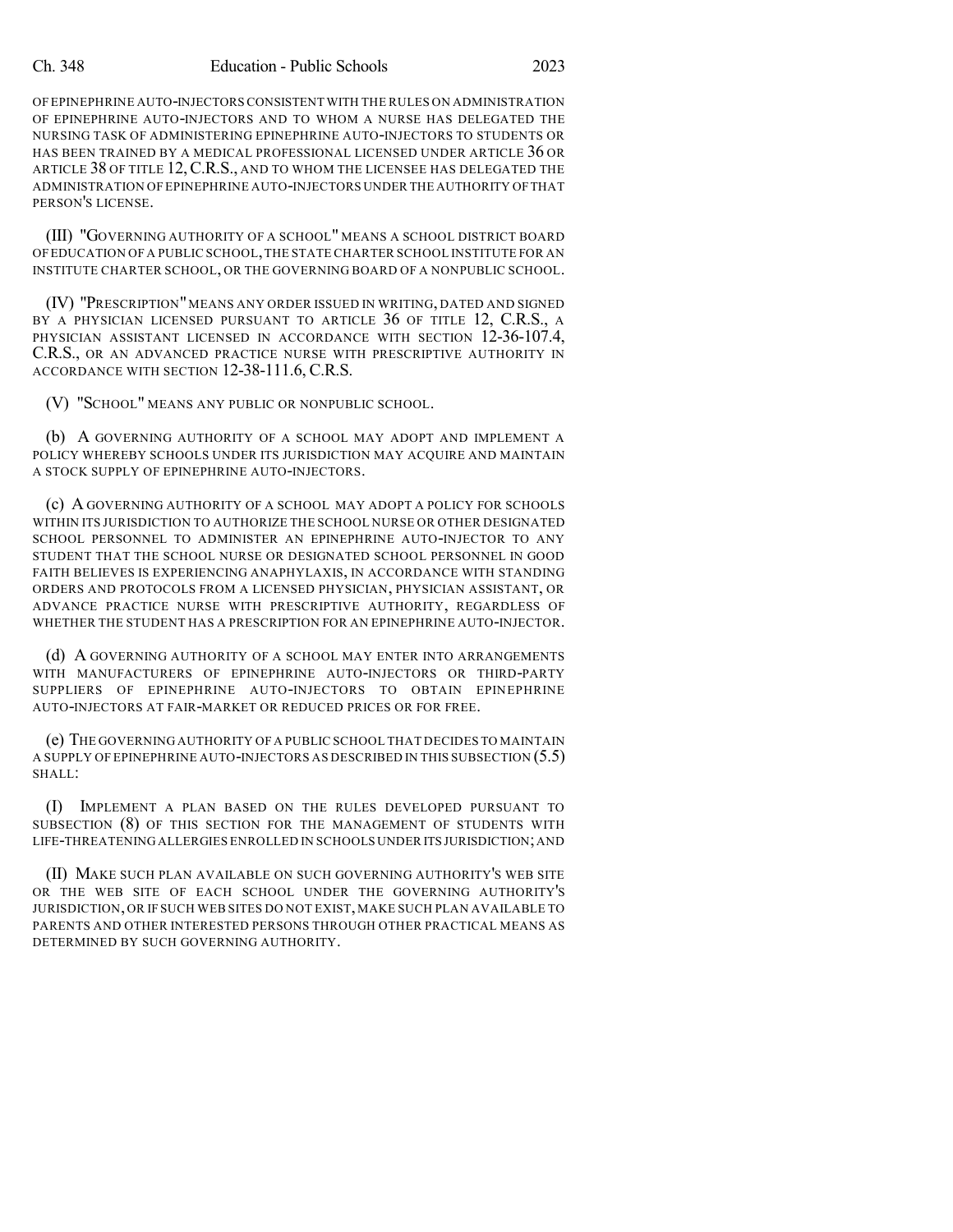OF EPINEPHRINE AUTO-INJECTORS CONSISTENT WITH THE RULES ON ADMINISTRATION OF EPINEPHRINE AUTO-INJECTORS AND TO WHOM A NURSE HAS DELEGATED THE NURSING TASK OF ADMINISTERING EPINEPHRINE AUTO-INJECTORS TO STUDENTS OR HAS BEEN TRAINED BY A MEDICAL PROFESSIONAL LICENSED UNDER ARTICLE 36 OR ARTICLE 38 OF TITLE 12, C.R.S., AND TO WHOM THE LICENSEE HAS DELEGATED THE ADMINISTRATION OF EPINEPHRINE AUTO-INJECTORS UNDER THE AUTHORITY OF THAT PERSON'S LICENSE.

(III) "GOVERNING AUTHORITY OF A SCHOOL" MEANS A SCHOOL DISTRICT BOARD OF EDUCATION OF A PUBLIC SCHOOL, THE STATE CHARTER SCHOOL INSTITUTE FOR AN INSTITUTE CHARTER SCHOOL, OR THE GOVERNING BOARD OF A NONPUBLIC SCHOOL.

(IV) "PRESCRIPTION" MEANS ANY ORDER ISSUED IN WRITING, DATED AND SIGNED BY A PHYSICIAN LICENSED PURSUANT TO ARTICLE 36 OF TITLE 12, C.R.S., A PHYSICIAN ASSISTANT LICENSED IN ACCORDANCE WITH SECTION 12-36-107.4, C.R.S., OR AN ADVANCED PRACTICE NURSE WITH PRESCRIPTIVE AUTHORITY IN ACCORDANCE WITH SECTION 12-38-111.6, C.R.S.

(V) "SCHOOL" MEANS ANY PUBLIC OR NONPUBLIC SCHOOL.

(b) A GOVERNING AUTHORITY OF A SCHOOL MAY ADOPT AND IMPLEMENT A POLICY WHEREBY SCHOOLS UNDER ITS JURISDICTION MAY ACQUIRE AND MAINTAIN A STOCK SUPPLY OF EPINEPHRINE AUTO-INJECTORS.

(c) A GOVERNING AUTHORITY OF A SCHOOL MAY ADOPT A POLICY FOR SCHOOLS WITHIN ITS JURISDICTION TO AUTHORIZE THE SCHOOL NURSE OR OTHER DESIGNATED SCHOOL PERSONNEL TO ADMINISTER AN EPINEPHRINE AUTO-INJECTOR TO ANY STUDENT THAT THE SCHOOL NURSE OR DESIGNATED SCHOOL PERSONNEL IN GOOD FAITH BELIEVES IS EXPERIENCING ANAPHYLAXIS, IN ACCORDANCE WITH STANDING ORDERS AND PROTOCOLS FROM A LICENSED PHYSICIAN, PHYSICIAN ASSISTANT, OR ADVANCE PRACTICE NURSE WITH PRESCRIPTIVE AUTHORITY, REGARDLESS OF WHETHER THE STUDENT HAS A PRESCRIPTION FOR AN EPINEPHRINE AUTO-INJECTOR.

(d) A GOVERNING AUTHORITY OF A SCHOOL MAY ENTER INTO ARRANGEMENTS WITH MANUFACTURERS OF EPINEPHRINE AUTO-INJECTORS OR THIRD-PARTY SUPPLIERS OF EPINEPHRINE AUTO-INJECTORS TO OBTAIN EPINEPHRINE AUTO-INJECTORS AT FAIR-MARKET OR REDUCED PRICES OR FOR FREE.

(e) THE GOVERNING AUTHORITY OF A PUBLIC SCHOOL THAT DECIDES TO MAINTAIN A SUPPLY OF EPINEPHRINE AUTO-INJECTORS AS DESCRIBED IN THIS SUBSECTION (5.5) SHALL:

(I) IMPLEMENT A PLAN BASED ON THE RULES DEVELOPED PURSUANT TO SUBSECTION (8) OF THIS SECTION FOR THE MANAGEMENT OF STUDENTS WITH LIFE-THREATENING ALLERGIES ENROLLED IN SCHOOLS UNDER ITS JURISDICTION; AND

(II) MAKE SUCH PLAN AVAILABLE ON SUCH GOVERNING AUTHORITY'S WEB SITE OR THE WEB SITE OF EACH SCHOOL UNDER THE GOVERNING AUTHORITY'S JURISDICTION, OR IF SUCH WEB SITES DO NOT EXIST, MAKE SUCH PLAN AVAILABLE TO PARENTS AND OTHER INTERESTED PERSONS THROUGH OTHER PRACTICAL MEANS AS DETERMINED BY SUCH GOVERNING AUTHORITY.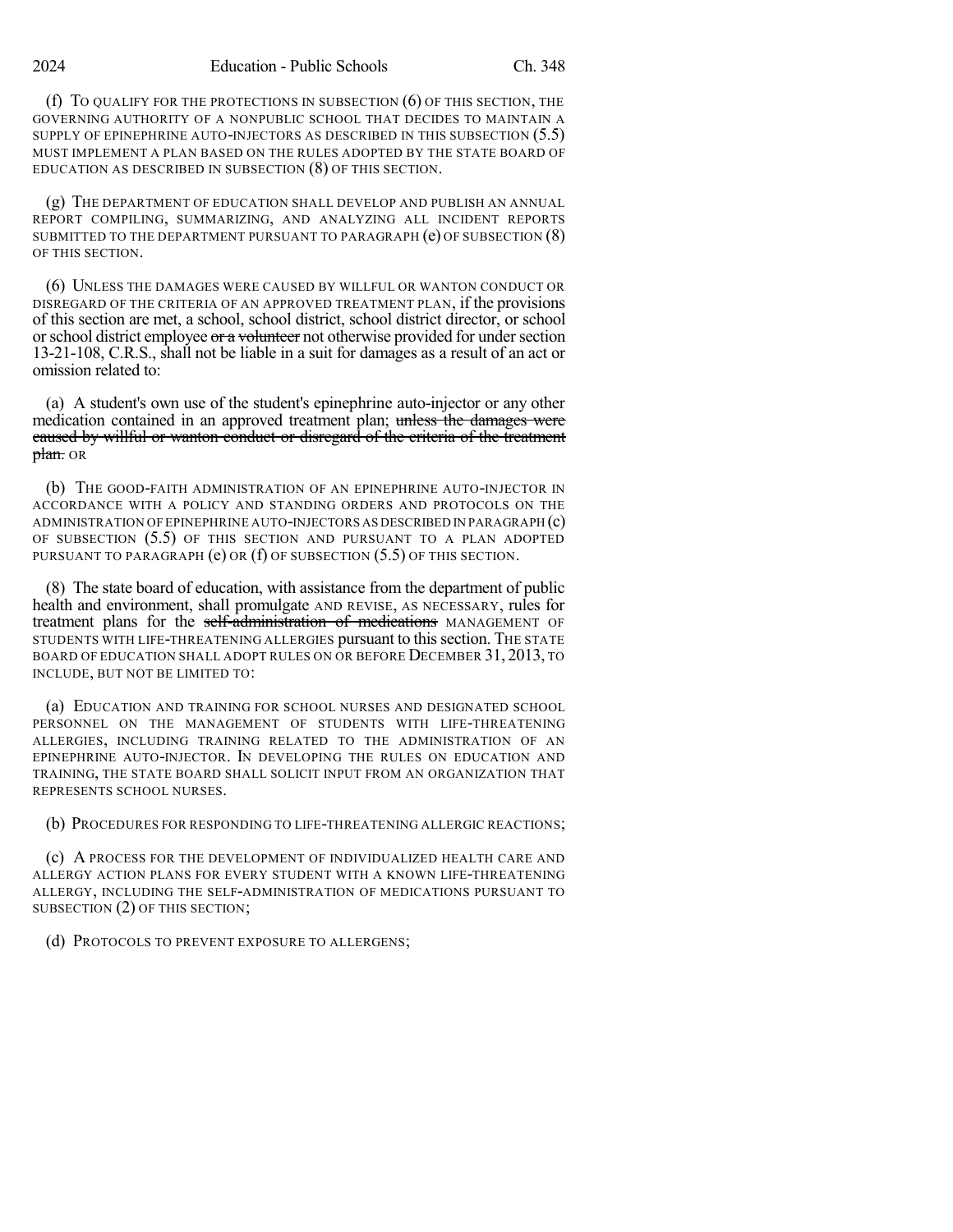(f) TO QUALIFY FOR THE PROTECTIONS IN SUBSECTION (6) OF THIS SECTION, THE GOVERNING AUTHORITY OF A NONPUBLIC SCHOOL THAT DECIDES TO MAINTAIN A SUPPLY OF EPINEPHRINE AUTO-INJECTORS AS DESCRIBED IN THIS SUBSECTION (5.5) MUST IMPLEMENT A PLAN BASED ON THE RULES ADOPTED BY THE STATE BOARD OF EDUCATION AS DESCRIBED IN SUBSECTION (8) OF THIS SECTION.

(g) THE DEPARTMENT OF EDUCATION SHALL DEVELOP AND PUBLISH AN ANNUAL REPORT COMPILING, SUMMARIZING, AND ANALYZING ALL INCIDENT REPORTS SUBMITTED TO THE DEPARTMENT PURSUANT TO PARAGRAPH (e) OF SUBSECTION (8) OF THIS SECTION.

(6) UNLESS THE DAMAGES WERE CAUSED BY WILLFUL OR WANTON CONDUCT OR DISREGARD OF THE CRITERIA OF AN APPROVED TREATMENT PLAN, if the provisions of this section are met, a school, school district, school district director, or school or school district employee ~~or a volunteer~~ not otherwise provided for under section 13-21-108, C.R.S., shall not be liable in a suit for damages as a result of an act or omission related to:

(a) A student's own use of the student's epinephrine auto-injector or any other medication contained in an approved treatment plan; ~~unless the damages were caused by willful or wanton conduct or disregard of the criteria of the treatment plan.~~ OR

(b) THE GOOD-FAITH ADMINISTRATION OF AN EPINEPHRINE AUTO-INJECTOR IN ACCORDANCE WITH A POLICY AND STANDING ORDERS AND PROTOCOLS ON THE ADMINISTRATION OF EPINEPHRINE AUTO-INJECTORS AS DESCRIBED IN PARAGRAPH (c) OF SUBSECTION (5.5) OF THIS SECTION AND PURSUANT TO A PLAN ADOPTED PURSUANT TO PARAGRAPH (e) OR (f) OF SUBSECTION (5.5) OF THIS SECTION.

(8) The state board of education, with assistance from the department of public health and environment, shall promulgate AND REVISE, AS NECESSARY, rules for treatment plans for the ~~self-administration of medications~~ MANAGEMENT OF STUDENTS WITH LIFE-THREATENING ALLERGIES pursuant to this section. THE STATE BOARD OF EDUCATION SHALL ADOPT RULES ON OR BEFORE DECEMBER 31, 2013, TO INCLUDE, BUT NOT BE LIMITED TO:

(a) EDUCATION AND TRAINING FOR SCHOOL NURSES AND DESIGNATED SCHOOL PERSONNEL ON THE MANAGEMENT OF STUDENTS WITH LIFE-THREATENING ALLERGIES, INCLUDING TRAINING RELATED TO THE ADMINISTRATION OF AN EPINEPHRINE AUTO-INJECTOR. IN DEVELOPING THE RULES ON EDUCATION AND TRAINING, THE STATE BOARD SHALL SOLICIT INPUT FROM AN ORGANIZATION THAT REPRESENTS SCHOOL NURSES.

(b) PROCEDURES FOR RESPONDING TO LIFE-THREATENING ALLERGIC REACTIONS;

(c) A PROCESS FOR THE DEVELOPMENT OF INDIVIDUALIZED HEALTH CARE AND ALLERGY ACTION PLANS FOR EVERY STUDENT WITH A KNOWN LIFE-THREATENING ALLERGY, INCLUDING THE SELF-ADMINISTRATION OF MEDICATIONS PURSUANT TO SUBSECTION (2) OF THIS SECTION;

(d) PROTOCOLS TO PREVENT EXPOSURE TO ALLERGENS;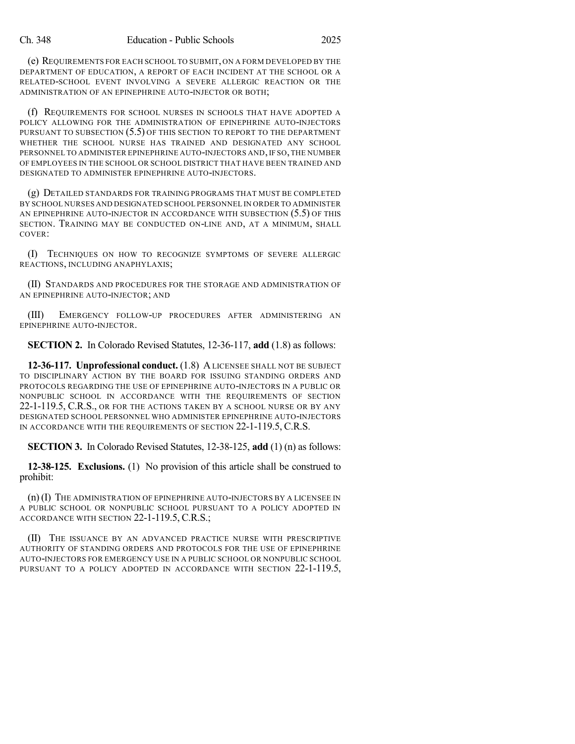(e) REQUIREMENTS FOR EACH SCHOOL TO SUBMIT, ON A FORM DEVELOPED BY THE DEPARTMENT OF EDUCATION, A REPORT OF EACH INCIDENT AT THE SCHOOL OR A RELATED-SCHOOL EVENT INVOLVING A SEVERE ALLERGIC REACTION OR THE ADMINISTRATION OF AN EPINEPHRINE AUTO-INJECTOR OR BOTH;

(f) REQUIREMENTS FOR SCHOOL NURSES IN SCHOOLS THAT HAVE ADOPTED A POLICY ALLOWING FOR THE ADMINISTRATION OF EPINEPHRINE AUTO-INJECTORS PURSUANT TO SUBSECTION (5.5) OF THIS SECTION TO REPORT TO THE DEPARTMENT WHETHER THE SCHOOL NURSE HAS TRAINED AND DESIGNATED ANY SCHOOL PERSONNEL TO ADMINISTER EPINEPHRINE AUTO-INJECTORS AND, IF SO, THE NUMBER OF EMPLOYEES IN THE SCHOOL OR SCHOOL DISTRICT THAT HAVE BEEN TRAINED AND DESIGNATED TO ADMINISTER EPINEPHRINE AUTO-INJECTORS.

(g) DETAILED STANDARDS FOR TRAINING PROGRAMS THAT MUST BE COMPLETED BY SCHOOL NURSES AND DESIGNATED SCHOOL PERSONNEL IN ORDER TO ADMINISTER AN EPINEPHRINE AUTO-INJECTOR IN ACCORDANCE WITH SUBSECTION (5.5) OF THIS SECTION. TRAINING MAY BE CONDUCTED ON-LINE AND, AT A MINIMUM, SHALL COVER:

(I) TECHNIQUES ON HOW TO RECOGNIZE SYMPTOMS OF SEVERE ALLERGIC REACTIONS, INCLUDING ANAPHYLAXIS;

(II) STANDARDS AND PROCEDURES FOR THE STORAGE AND ADMINISTRATION OF AN EPINEPHRINE AUTO-INJECTOR; AND

(III) EMERGENCY FOLLOW-UP PROCEDURES AFTER ADMINISTERING AN EPINEPHRINE AUTO-INJECTOR.

**SECTION 2.** In Colorado Revised Statutes, 12-36-117, **add** (1.8) as follows:

**12-36-117. Unprofessional conduct.** (1.8) A LICENSEE SHALL NOT BE SUBJECT TO DISCIPLINARY ACTION BY THE BOARD FOR ISSUING STANDING ORDERS AND PROTOCOLS REGARDING THE USE OF EPINEPHRINE AUTO-INJECTORS IN A PUBLIC OR NONPUBLIC SCHOOL IN ACCORDANCE WITH THE REQUIREMENTS OF SECTION 22-1-119.5, C.R.S., OR FOR THE ACTIONS TAKEN BY A SCHOOL NURSE OR BY ANY DESIGNATED SCHOOL PERSONNEL WHO ADMINISTER EPINEPHRINE AUTO-INJECTORS IN ACCORDANCE WITH THE REQUIREMENTS OF SECTION 22-1-119.5, C.R.S.

**SECTION 3.** In Colorado Revised Statutes, 12-38-125, **add** (1) (n) as follows:

**12-38-125. Exclusions.** (1) No provision of this article shall be construed to prohibit:

(n) (I) THE ADMINISTRATION OF EPINEPHRINE AUTO-INJECTORS BY A LICENSEE IN A PUBLIC SCHOOL OR NONPUBLIC SCHOOL PURSUANT TO A POLICY ADOPTED IN ACCORDANCE WITH SECTION 22-1-119.5, C.R.S.;

(II) THE ISSUANCE BY AN ADVANCED PRACTICE NURSE WITH PRESCRIPTIVE AUTHORITY OF STANDING ORDERS AND PROTOCOLS FOR THE USE OF EPINEPHRINE AUTO-INJECTORS FOR EMERGENCY USE IN A PUBLIC SCHOOL OR NONPUBLIC SCHOOL PURSUANT TO A POLICY ADOPTED IN ACCORDANCE WITH SECTION 22-1-119.5,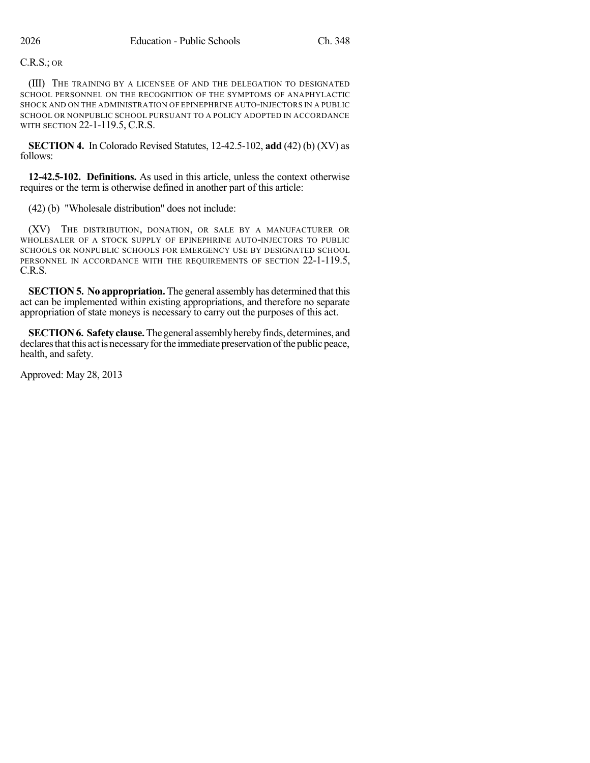C.R.S.; OR

(III) THE TRAINING BY A LICENSEE OF AND THE DELEGATION TO DESIGNATED SCHOOL PERSONNEL ON THE RECOGNITION OF THE SYMPTOMS OF ANAPHYLACTIC SHOCK AND ON THE ADMINISTRATION OF EPINEPHRINE AUTO-INJECTORS IN A PUBLIC SCHOOL OR NONPUBLIC SCHOOL PURSUANT TO A POLICY ADOPTED IN ACCORDANCE WITH SECTION 22-1-119.5, C.R.S.

**SECTION 4.** In Colorado Revised Statutes, 12-42.5-102, **add** (42) (b) (XV) as follows:

**12-42.5-102. Definitions.** As used in this article, unless the context otherwise requires or the term is otherwise defined in another part of this article:

(42) (b) "Wholesale distribution" does not include:

(XV) THE DISTRIBUTION, DONATION, OR SALE BY A MANUFACTURER OR WHOLESALER OF A STOCK SUPPLY OF EPINEPHRINE AUTO-INJECTORS TO PUBLIC SCHOOLS OR NONPUBLIC SCHOOLS FOR EMERGENCY USE BY DESIGNATED SCHOOL PERSONNEL IN ACCORDANCE WITH THE REQUIREMENTS OF SECTION 22-1-119.5, C.R.S.

**SECTION 5. No appropriation.** The general assembly has determined that this act can be implemented within existing appropriations, and therefore no separate appropriation of state moneys is necessary to carry out the purposes of this act.

**SECTION 6. Safety clause.** The general assembly hereby finds, determines, and declares that this act is necessary for the immediate preservation of the public peace, health, and safety.

Approved: May 28, 2013